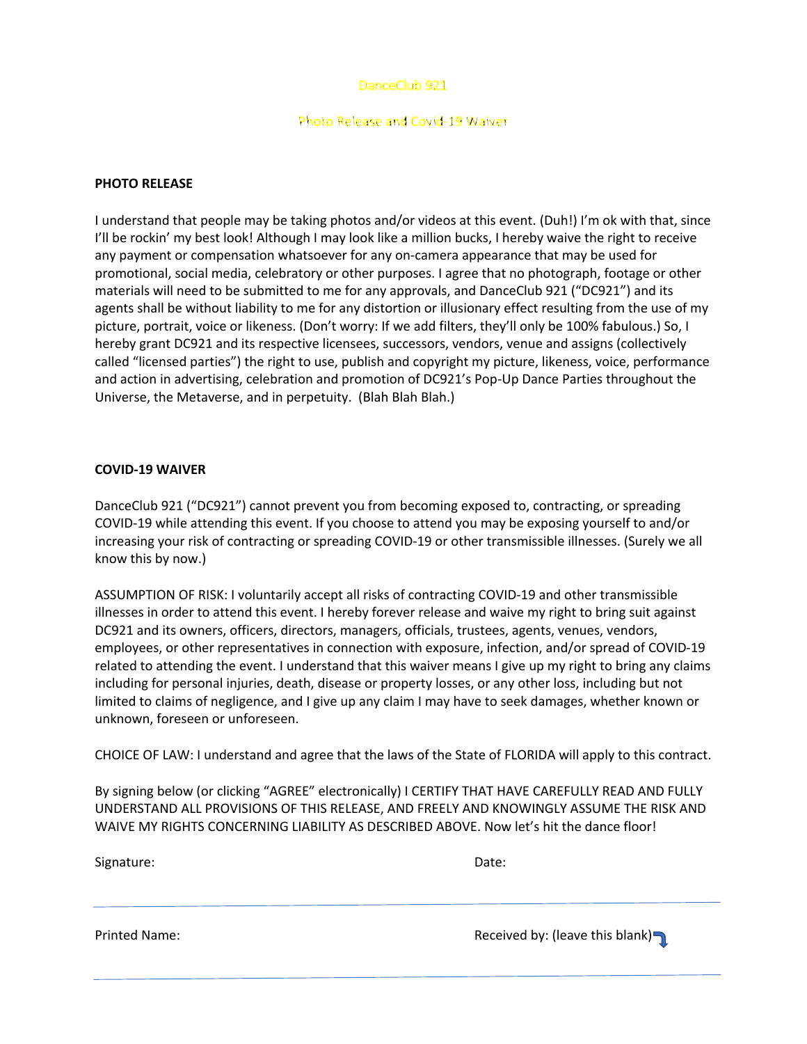# DanceClub 921

## Photo Release and Covid-19 Waiver

**PHOTO RELEASE**

I understand that people may be taking photos and/or videos at this event. (Duh!) I'm ok with that, since I'll be rockin' my best look! Although I may look like a million bucks, I hereby waive the right to receive any payment or compensation whatsoever for any on-camera appearance that may be used for promotional, social media, celebratory or other purposes. I agree that no photograph, footage or other materials will need to be submitted to me for any approvals, and DanceClub 921 ("DC921") and its agents shall be without liability to me for any distortion or illusionary effect resulting from the use of my picture, portrait, voice or likeness. (Don't worry: If we add filters, they'll only be 100% fabulous.) So, I hereby grant DC921 and its respective licensees, successors, vendors, venue and assigns (collectively called "licensed parties") the right to use, publish and copyright my picture, likeness, voice, performance and action in advertising, celebration and promotion of DC921's Pop-Up Dance Parties throughout the Universe, the Metaverse, and in perpetuity. (Blah Blah Blah.)

**COVID-19 WAIVER**

DanceClub 921 ("DC921") cannot prevent you from becoming exposed to, contracting, or spreading COVID-19 while attending this event. If you choose to attend you may be exposing yourself to and/or increasing your risk of contracting or spreading COVID-19 or other transmissible illnesses. (Surely we all know this by now.)

ASSUMPTION OF RISK: I voluntarily accept all risks of contracting COVID-19 and other transmissible illnesses in order to attend this event. I hereby forever release and waive my right to bring suit against DC921 and its owners, officers, directors, managers, officials, trustees, agents, venues, vendors, employees, or other representatives in connection with exposure, infection, and/or spread of COVID-19 related to attending the event. I understand that this waiver means I give up my right to bring any claims including for personal injuries, death, disease or property losses, or any other loss, including but not limited to claims of negligence, and I give up any claim I may have to seek damages, whether known or unknown, foreseen or unforeseen.

CHOICE OF LAW: I understand and agree that the laws of the State of FLORIDA will apply to this contract.

By signing below (or clicking "AGREE" electronically) I CERTIFY THAT HAVE CAREFULLY READ AND FULLY UNDERSTAND ALL PROVISIONS OF THIS RELEASE, AND FREELY AND KNOWINGLY ASSUME THE RISK AND WAIVE MY RIGHTS CONCERNING LIABILITY AS DESCRIBED ABOVE. Now let's hit the dance floor!

Signature: Date:

---

Printed Name: Received by: (leave this blank)

---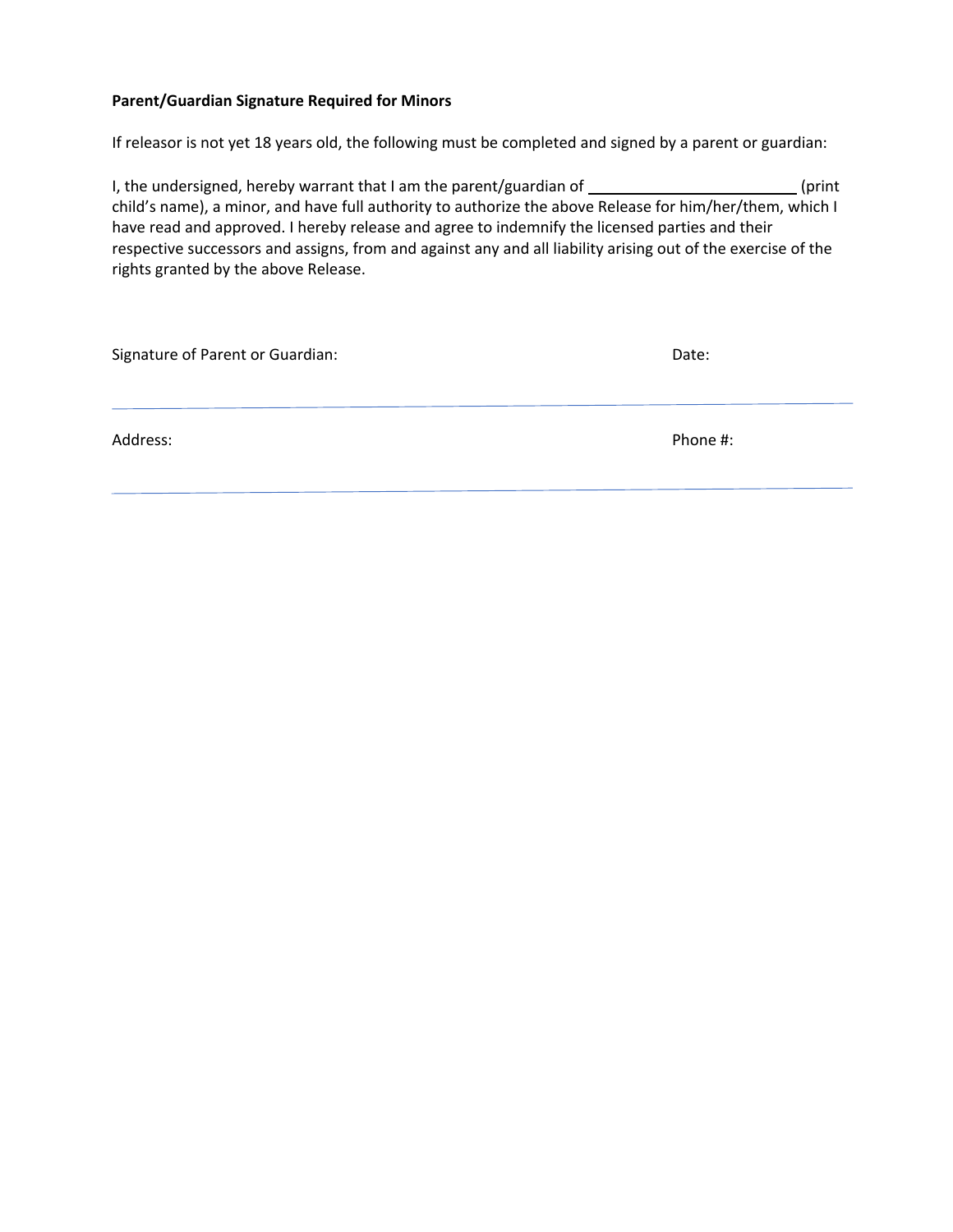**Parent/Guardian Signature Required for Minors**

If releasor is not yet 18 years old, the following must be completed and signed by a parent or guardian:

I, the undersigned, hereby warrant that I am the parent/guardian of ________________________ (print child's name), a minor, and have full authority to authorize the above Release for him/her/them, which I have read and approved. I hereby release and agree to indemnify the licensed parties and their respective successors and assigns, from and against any and all liability arising out of the exercise of the rights granted by the above Release.

Signature of Parent or Guardian: Date:

---

Address: Phone #:

---